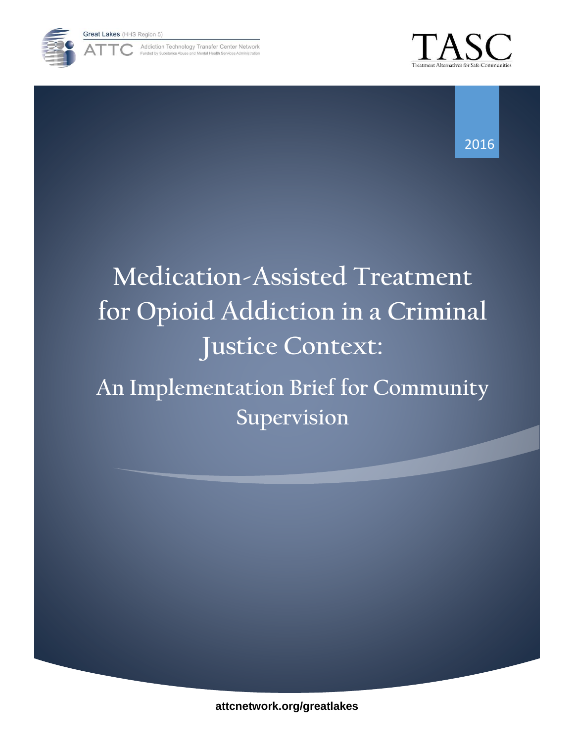Great Lakes (HHS Region 5)

ATTC Addiction Technology Transfer Center Network

Funded by Substance Abuse and Mental Health Services Administration

TASC

Treatment Alternatives for Safe Communities

2016

# Medication-Assisted Treatment for Opioid Addiction in a Criminal Justice Context:

## An Implementation Brief for Community Supervision

**attcnetwork.org/greatlakes**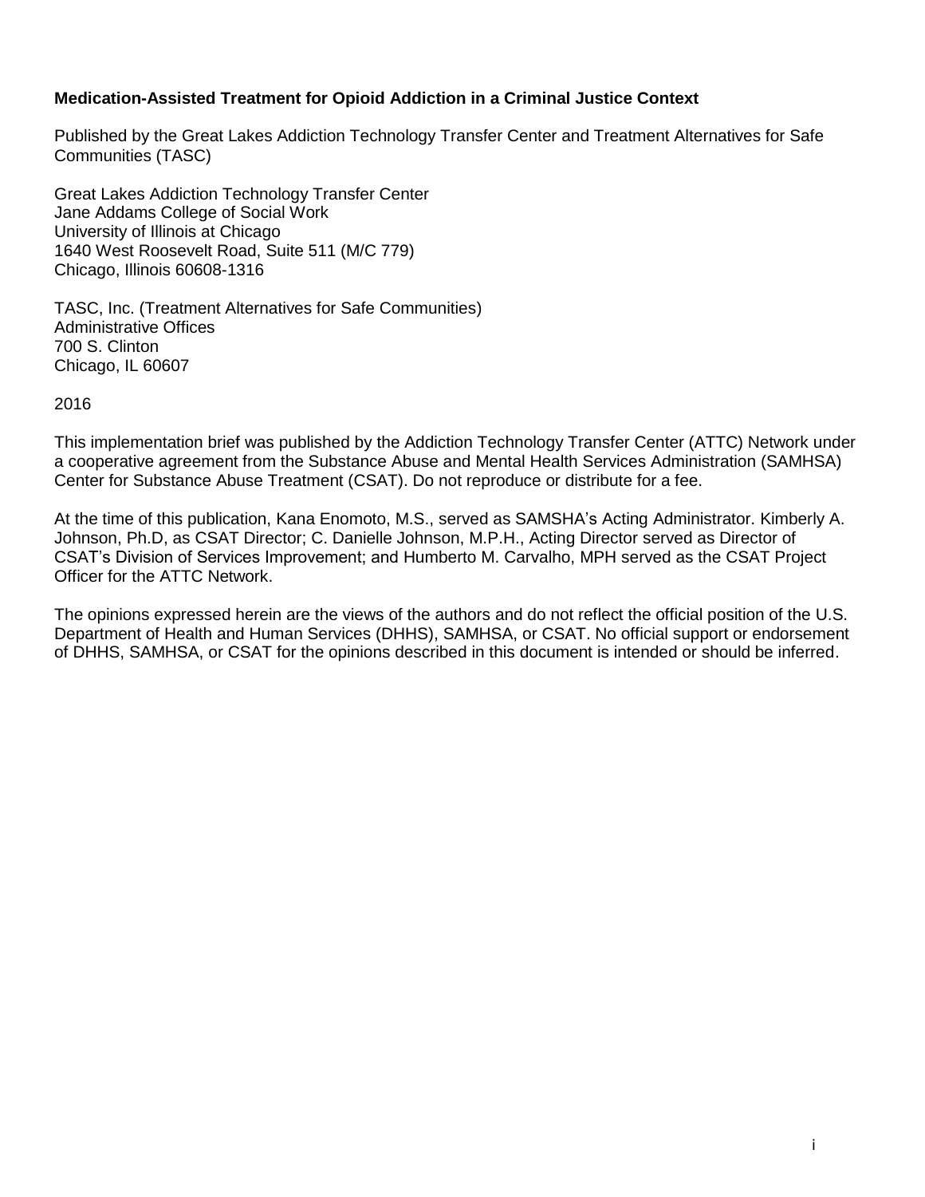**Medication-Assisted Treatment for Opioid Addiction in a Criminal Justice Context**

Published by the Great Lakes Addiction Technology Transfer Center and Treatment Alternatives for Safe Communities (TASC)

Great Lakes Addiction Technology Transfer Center
Jane Addams College of Social Work
University of Illinois at Chicago
1640 West Roosevelt Road, Suite 511 (M/C 779)
Chicago, Illinois 60608-1316

TASC, Inc. (Treatment Alternatives for Safe Communities)
Administrative Offices
700 S. Clinton
Chicago, IL 60607

2016

This implementation brief was published by the Addiction Technology Transfer Center (ATTC) Network under a cooperative agreement from the Substance Abuse and Mental Health Services Administration (SAMHSA) Center for Substance Abuse Treatment (CSAT). Do not reproduce or distribute for a fee.

At the time of this publication, Kana Enomoto, M.S., served as SAMSHA's Acting Administrator. Kimberly A. Johnson, Ph.D, as CSAT Director; C. Danielle Johnson, M.P.H., Acting Director served as Director of CSAT's Division of Services Improvement; and Humberto M. Carvalho, MPH served as the CSAT Project Officer for the ATTC Network.

The opinions expressed herein are the views of the authors and do not reflect the official position of the U.S. Department of Health and Human Services (DHHS), SAMHSA, or CSAT. No official support or endorsement of DHHS, SAMHSA, or CSAT for the opinions described in this document is intended or should be inferred.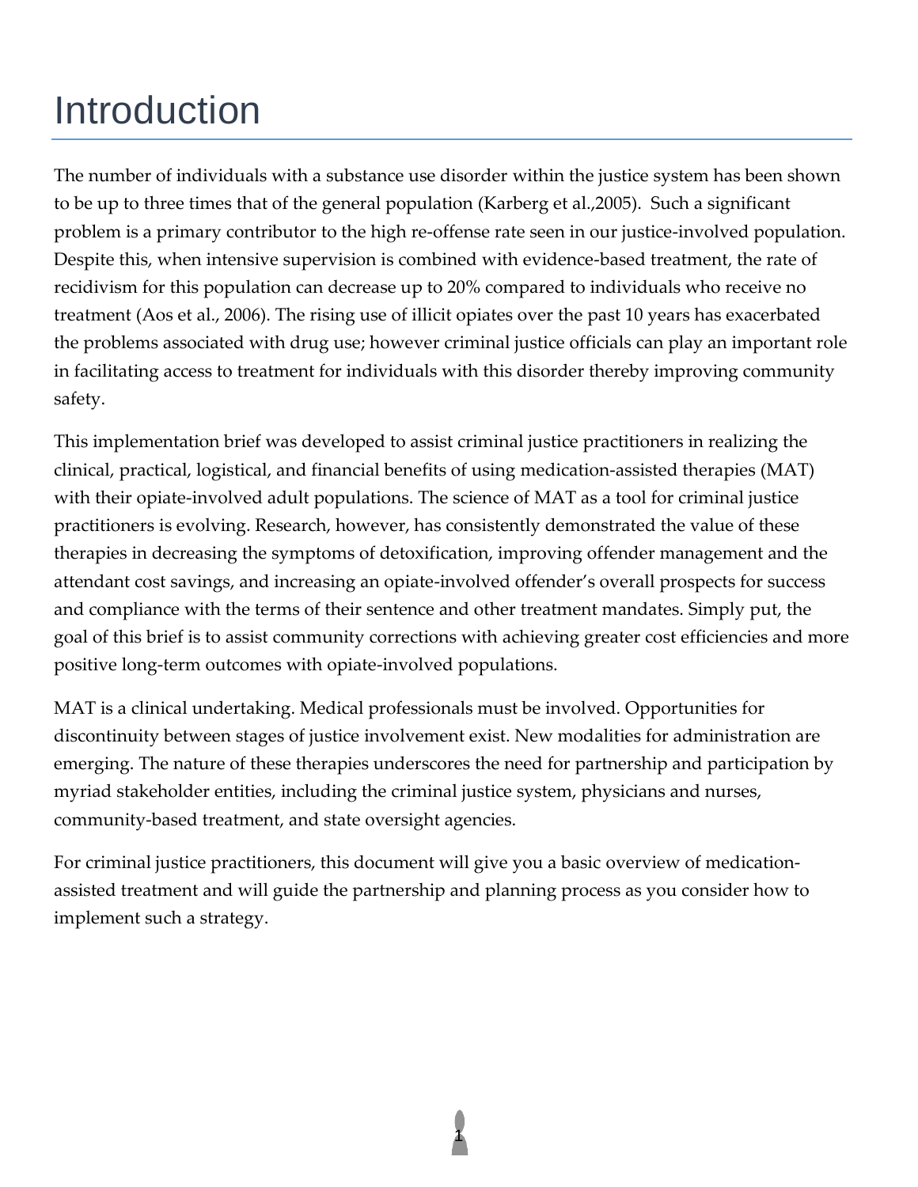# Introduction

The number of individuals with a substance use disorder within the justice system has been shown to be up to three times that of the general population (Karberg et al.,2005). Such a significant problem is a primary contributor to the high re-offense rate seen in our justice-involved population. Despite this, when intensive supervision is combined with evidence-based treatment, the rate of recidivism for this population can decrease up to 20% compared to individuals who receive no treatment (Aos et al., 2006). The rising use of illicit opiates over the past 10 years has exacerbated the problems associated with drug use; however criminal justice officials can play an important role in facilitating access to treatment for individuals with this disorder thereby improving community safety.

This implementation brief was developed to assist criminal justice practitioners in realizing the clinical, practical, logistical, and financial benefits of using medication-assisted therapies (MAT) with their opiate-involved adult populations. The science of MAT as a tool for criminal justice practitioners is evolving. Research, however, has consistently demonstrated the value of these therapies in decreasing the symptoms of detoxification, improving offender management and the attendant cost savings, and increasing an opiate-involved offender's overall prospects for success and compliance with the terms of their sentence and other treatment mandates. Simply put, the goal of this brief is to assist community corrections with achieving greater cost efficiencies and more positive long-term outcomes with opiate-involved populations.

MAT is a clinical undertaking. Medical professionals must be involved. Opportunities for discontinuity between stages of justice involvement exist. New modalities for administration are emerging. The nature of these therapies underscores the need for partnership and participation by myriad stakeholder entities, including the criminal justice system, physicians and nurses, community-based treatment, and state oversight agencies.

For criminal justice practitioners, this document will give you a basic overview of medication-assisted treatment and will guide the partnership and planning process as you consider how to implement such a strategy.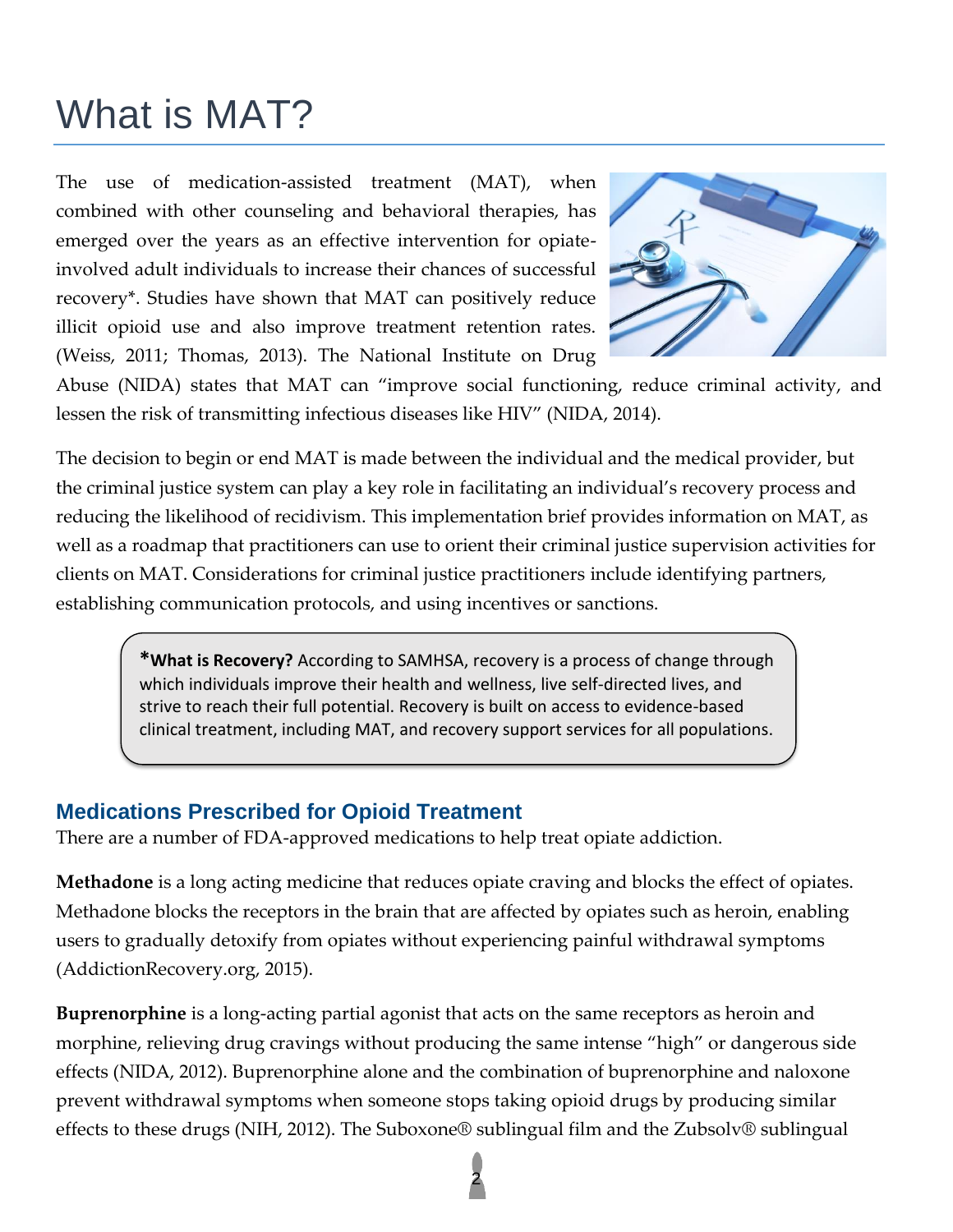# What is MAT?

The use of medication-assisted treatment (MAT), when combined with other counseling and behavioral therapies, has emerged over the years as an effective intervention for opiate-involved adult individuals to increase their chances of successful recovery*. Studies have shown that MAT can positively reduce illicit opioid use and also improve treatment retention rates. (Weiss, 2011; Thomas, 2013). The National Institute on Drug Abuse (NIDA) states that MAT can "improve social functioning, reduce criminal activity, and lessen the risk of transmitting infectious diseases like HIV" (NIDA, 2014).

The decision to begin or end MAT is made between the individual and the medical provider, but the criminal justice system can play a key role in facilitating an individual's recovery process and reducing the likelihood of recidivism. This implementation brief provides information on MAT, as well as a roadmap that practitioners can use to orient their criminal justice supervision activities for clients on MAT. Considerations for criminal justice practitioners include identifying partners, establishing communication protocols, and using incentives or sanctions.

> ***What is Recovery?** According to SAMHSA, recovery is a process of change through which individuals improve their health and wellness, live self-directed lives, and strive to reach their full potential. Recovery is built on access to evidence-based clinical treatment, including MAT, and recovery support services for all populations.

## Medications Prescribed for Opioid Treatment

There are a number of FDA-approved medications to help treat opiate addiction.

**Methadone** is a long acting medicine that reduces opiate craving and blocks the effect of opiates. Methadone blocks the receptors in the brain that are affected by opiates such as heroin, enabling users to gradually detoxify from opiates without experiencing painful withdrawal symptoms (AddictionRecovery.org, 2015).

**Buprenorphine** is a long-acting partial agonist that acts on the same receptors as heroin and morphine, relieving drug cravings without producing the same intense "high" or dangerous side effects (NIDA, 2012). Buprenorphine alone and the combination of buprenorphine and naloxone prevent withdrawal symptoms when someone stops taking opioid drugs by producing similar effects to these drugs (NIH, 2012). The Suboxone® sublingual film and the Zubsolv® sublingual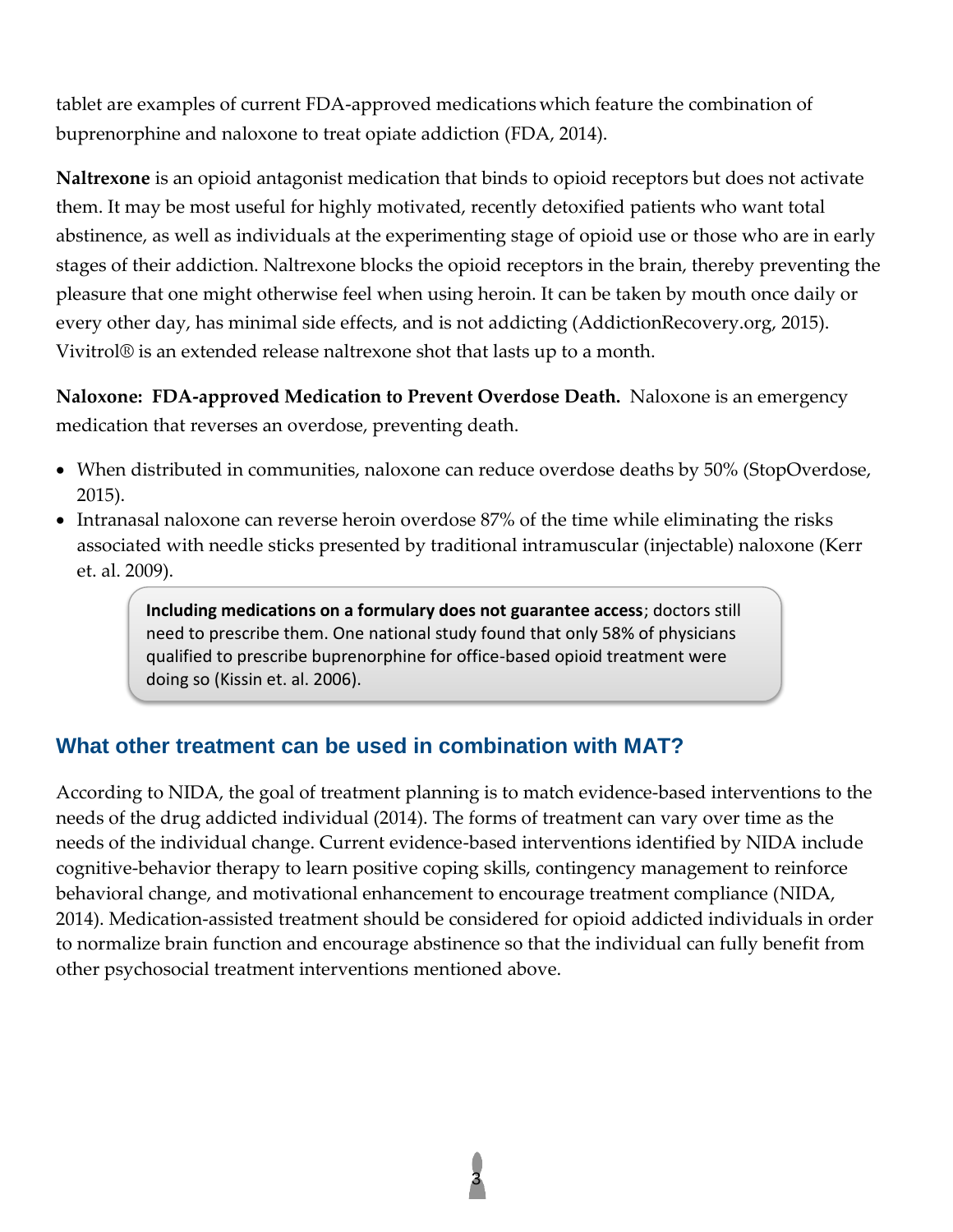tablet are examples of current FDA-approved medications which feature the combination of buprenorphine and naloxone to treat opiate addiction (FDA, 2014).

**Naltrexone** is an opioid antagonist medication that binds to opioid receptors but does not activate them. It may be most useful for highly motivated, recently detoxified patients who want total abstinence, as well as individuals at the experimenting stage of opioid use or those who are in early stages of their addiction. Naltrexone blocks the opioid receptors in the brain, thereby preventing the pleasure that one might otherwise feel when using heroin. It can be taken by mouth once daily or every other day, has minimal side effects, and is not addicting (AddictionRecovery.org, 2015). Vivitrol® is an extended release naltrexone shot that lasts up to a month.

**Naloxone: FDA-approved Medication to Prevent Overdose Death.** Naloxone is an emergency medication that reverses an overdose, preventing death.

- When distributed in communities, naloxone can reduce overdose deaths by 50% (StopOverdose, 2015).
- Intranasal naloxone can reverse heroin overdose 87% of the time while eliminating the risks associated with needle sticks presented by traditional intramuscular (injectable) naloxone (Kerr et. al. 2009).

> **Including medications on a formulary does not guarantee access**; doctors still need to prescribe them. One national study found that only 58% of physicians qualified to prescribe buprenorphine for office-based opioid treatment were doing so (Kissin et. al. 2006).

## What other treatment can be used in combination with MAT?

According to NIDA, the goal of treatment planning is to match evidence-based interventions to the needs of the drug addicted individual (2014). The forms of treatment can vary over time as the needs of the individual change. Current evidence-based interventions identified by NIDA include cognitive-behavior therapy to learn positive coping skills, contingency management to reinforce behavioral change, and motivational enhancement to encourage treatment compliance (NIDA, 2014). Medication-assisted treatment should be considered for opioid addicted individuals in order to normalize brain function and encourage abstinence so that the individual can fully benefit from other psychosocial treatment interventions mentioned above.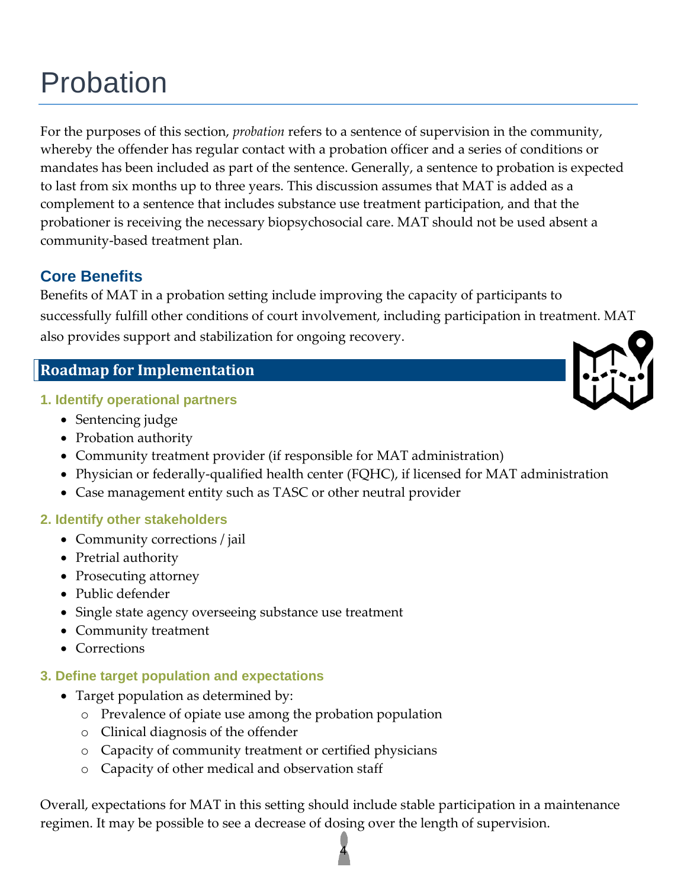# Probation

For the purposes of this section, *probation* refers to a sentence of supervision in the community, whereby the offender has regular contact with a probation officer and a series of conditions or mandates has been included as part of the sentence. Generally, a sentence to probation is expected to last from six months up to three years. This discussion assumes that MAT is added as a complement to a sentence that includes substance use treatment participation, and that the probationer is receiving the necessary biopsychosocial care. MAT should not be used absent a community-based treatment plan.

## Core Benefits

Benefits of MAT in a probation setting include improving the capacity of participants to successfully fulfill other conditions of court involvement, including participation in treatment. MAT also provides support and stabilization for ongoing recovery.

## Roadmap for Implementation

### 1. Identify operational partners

- Sentencing judge
- Probation authority
- Community treatment provider (if responsible for MAT administration)
- Physician or federally-qualified health center (FQHC), if licensed for MAT administration
- Case management entity such as TASC or other neutral provider

### 2. Identify other stakeholders

- Community corrections / jail
- Pretrial authority
- Prosecuting attorney
- Public defender
- Single state agency overseeing substance use treatment
- Community treatment
- Corrections

### 3. Define target population and expectations

- Target population as determined by:
  - Prevalence of opiate use among the probation population
  - Clinical diagnosis of the offender
  - Capacity of community treatment or certified physicians
  - Capacity of other medical and observation staff

Overall, expectations for MAT in this setting should include stable participation in a maintenance regimen. It may be possible to see a decrease of dosing over the length of supervision.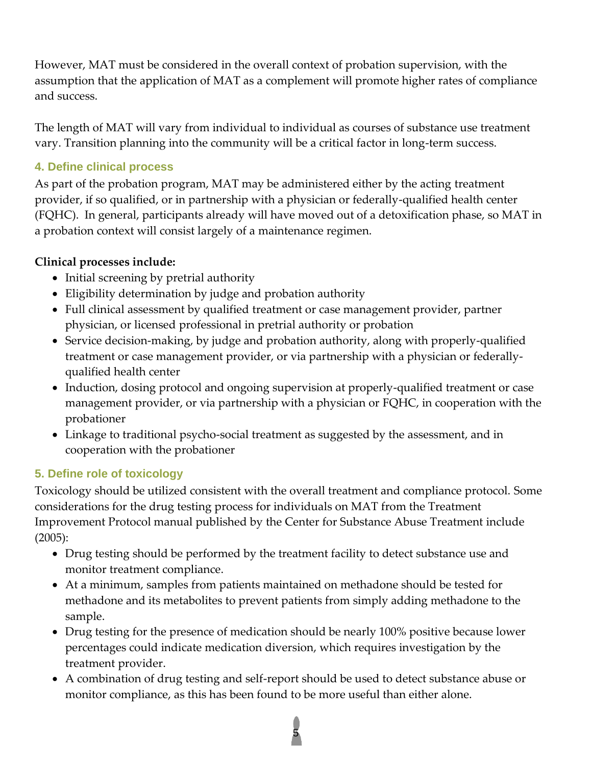However, MAT must be considered in the overall context of probation supervision, with the assumption that the application of MAT as a complement will promote higher rates of compliance and success.

The length of MAT will vary from individual to individual as courses of substance use treatment vary. Transition planning into the community will be a critical factor in long-term success.

### 4. Define clinical process

As part of the probation program, MAT may be administered either by the acting treatment provider, if so qualified, or in partnership with a physician or federally-qualified health center (FQHC). In general, participants already will have moved out of a detoxification phase, so MAT in a probation context will consist largely of a maintenance regimen.

**Clinical processes include:**

- Initial screening by pretrial authority
- Eligibility determination by judge and probation authority
- Full clinical assessment by qualified treatment or case management provider, partner physician, or licensed professional in pretrial authority or probation
- Service decision-making, by judge and probation authority, along with properly-qualified treatment or case management provider, or via partnership with a physician or federally-qualified health center
- Induction, dosing protocol and ongoing supervision at properly-qualified treatment or case management provider, or via partnership with a physician or FQHC, in cooperation with the probationer
- Linkage to traditional psycho-social treatment as suggested by the assessment, and in cooperation with the probationer

### 5. Define role of toxicology

Toxicology should be utilized consistent with the overall treatment and compliance protocol. Some considerations for the drug testing process for individuals on MAT from the Treatment Improvement Protocol manual published by the Center for Substance Abuse Treatment include (2005):

- Drug testing should be performed by the treatment facility to detect substance use and monitor treatment compliance.
- At a minimum, samples from patients maintained on methadone should be tested for methadone and its metabolites to prevent patients from simply adding methadone to the sample.
- Drug testing for the presence of medication should be nearly 100% positive because lower percentages could indicate medication diversion, which requires investigation by the treatment provider.
- A combination of drug testing and self-report should be used to detect substance abuse or monitor compliance, as this has been found to be more useful than either alone.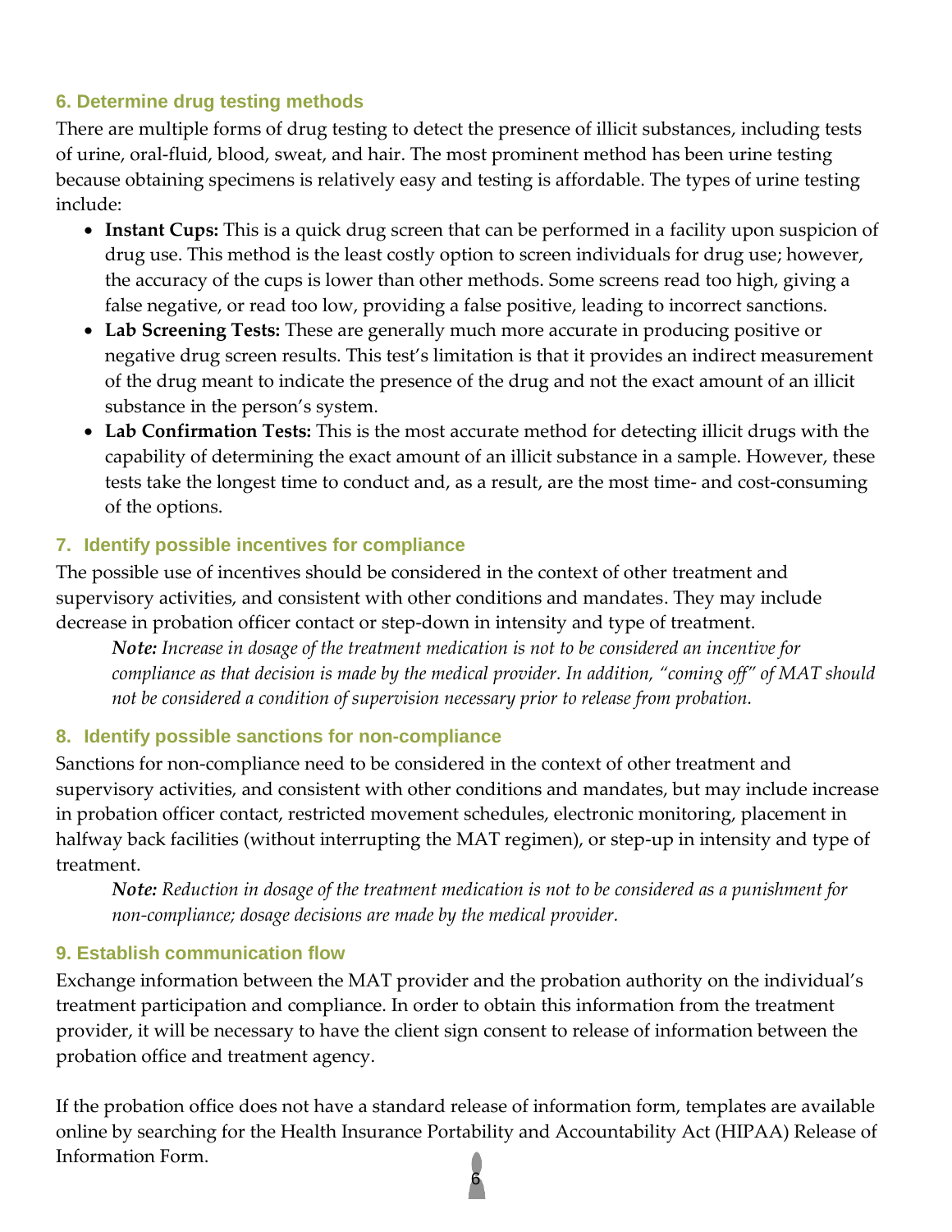### 6. Determine drug testing methods

There are multiple forms of drug testing to detect the presence of illicit substances, including tests of urine, oral-fluid, blood, sweat, and hair. The most prominent method has been urine testing because obtaining specimens is relatively easy and testing is affordable. The types of urine testing include:

- **Instant Cups:** This is a quick drug screen that can be performed in a facility upon suspicion of drug use. This method is the least costly option to screen individuals for drug use; however, the accuracy of the cups is lower than other methods. Some screens read too high, giving a false negative, or read too low, providing a false positive, leading to incorrect sanctions.
- **Lab Screening Tests:** These are generally much more accurate in producing positive or negative drug screen results. This test's limitation is that it provides an indirect measurement of the drug meant to indicate the presence of the drug and not the exact amount of an illicit substance in the person's system.
- **Lab Confirmation Tests:** This is the most accurate method for detecting illicit drugs with the capability of determining the exact amount of an illicit substance in a sample. However, these tests take the longest time to conduct and, as a result, are the most time- and cost-consuming of the options.

### 7. Identify possible incentives for compliance

The possible use of incentives should be considered in the context of other treatment and supervisory activities, and consistent with other conditions and mandates. They may include decrease in probation officer contact or step-down in intensity and type of treatment.

> ***Note:*** *Increase in dosage of the treatment medication is not to be considered an incentive for compliance as that decision is made by the medical provider. In addition, "coming off" of MAT should not be considered a condition of supervision necessary prior to release from probation.*

### 8. Identify possible sanctions for non-compliance

Sanctions for non-compliance need to be considered in the context of other treatment and supervisory activities, and consistent with other conditions and mandates, but may include increase in probation officer contact, restricted movement schedules, electronic monitoring, placement in halfway back facilities (without interrupting the MAT regimen), or step-up in intensity and type of treatment.

> ***Note:*** *Reduction in dosage of the treatment medication is not to be considered as a punishment for non-compliance; dosage decisions are made by the medical provider.*

### 9. Establish communication flow

Exchange information between the MAT provider and the probation authority on the individual's treatment participation and compliance. In order to obtain this information from the treatment provider, it will be necessary to have the client sign consent to release of information between the probation office and treatment agency.

If the probation office does not have a standard release of information form, templates are available online by searching for the Health Insurance Portability and Accountability Act (HIPAA) Release of Information Form.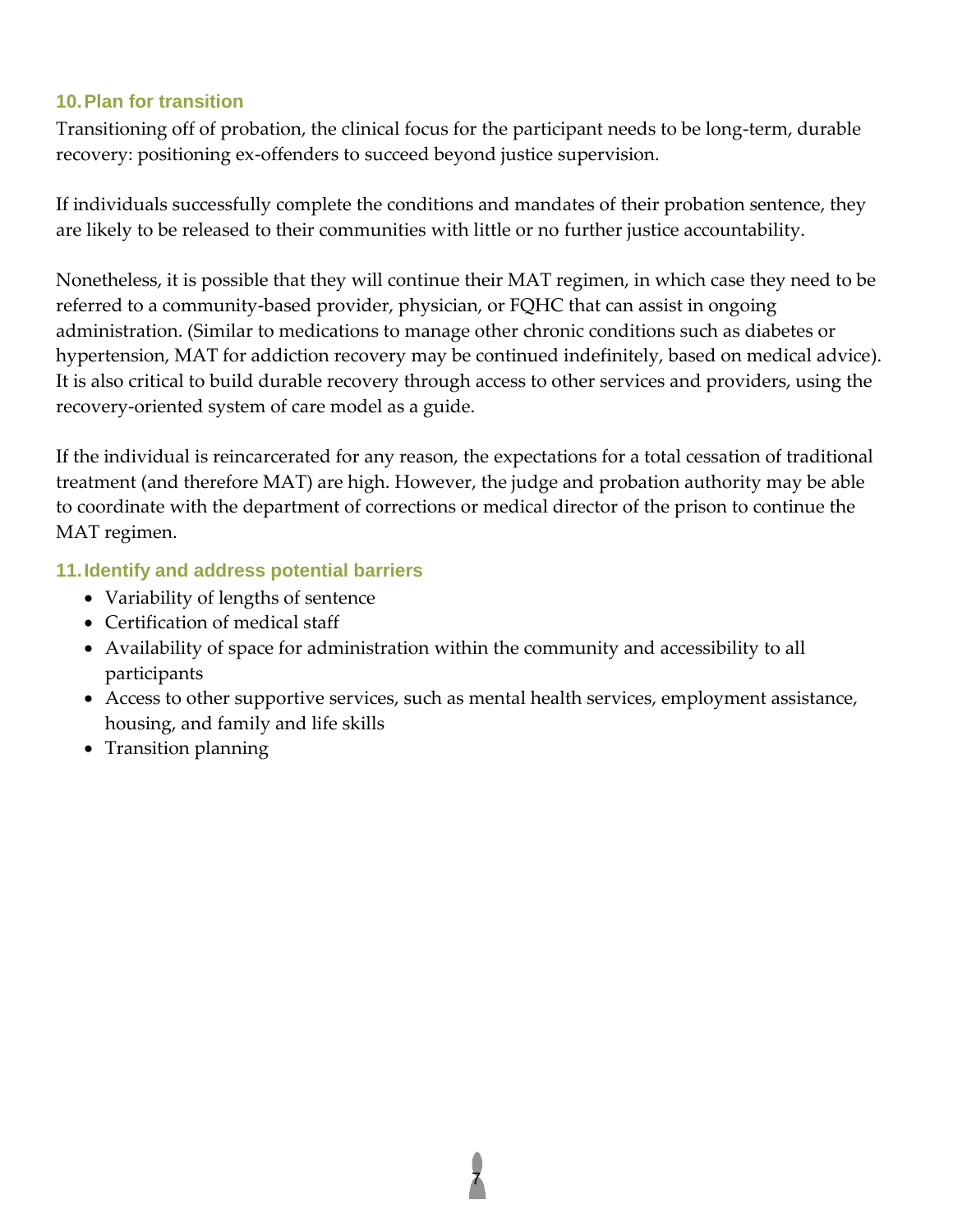### 10. Plan for transition

Transitioning off of probation, the clinical focus for the participant needs to be long-term, durable recovery: positioning ex-offenders to succeed beyond justice supervision.

If individuals successfully complete the conditions and mandates of their probation sentence, they are likely to be released to their communities with little or no further justice accountability.

Nonetheless, it is possible that they will continue their MAT regimen, in which case they need to be referred to a community-based provider, physician, or FQHC that can assist in ongoing administration. (Similar to medications to manage other chronic conditions such as diabetes or hypertension, MAT for addiction recovery may be continued indefinitely, based on medical advice). It is also critical to build durable recovery through access to other services and providers, using the recovery-oriented system of care model as a guide.

If the individual is reincarcerated for any reason, the expectations for a total cessation of traditional treatment (and therefore MAT) are high. However, the judge and probation authority may be able to coordinate with the department of corrections or medical director of the prison to continue the MAT regimen.

### 11. Identify and address potential barriers

- Variability of lengths of sentence
- Certification of medical staff
- Availability of space for administration within the community and accessibility to all participants
- Access to other supportive services, such as mental health services, employment assistance, housing, and family and life skills
- Transition planning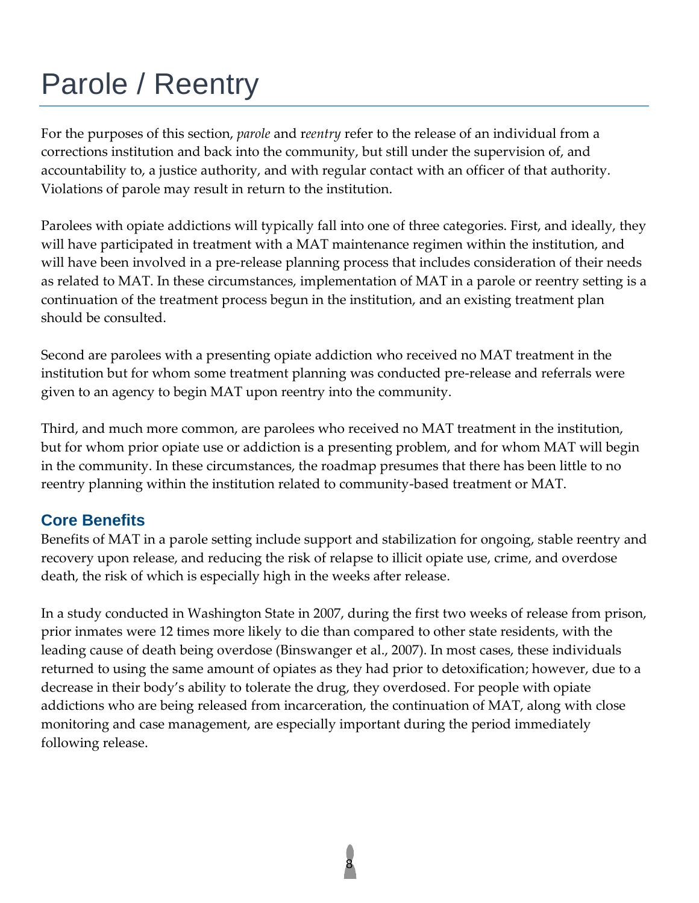# Parole / Reentry

For the purposes of this section, *parole* and r*eentry* refer to the release of an individual from a corrections institution and back into the community, but still under the supervision of, and accountability to, a justice authority, and with regular contact with an officer of that authority. Violations of parole may result in return to the institution.

Parolees with opiate addictions will typically fall into one of three categories. First, and ideally, they will have participated in treatment with a MAT maintenance regimen within the institution, and will have been involved in a pre-release planning process that includes consideration of their needs as related to MAT. In these circumstances, implementation of MAT in a parole or reentry setting is a continuation of the treatment process begun in the institution, and an existing treatment plan should be consulted.

Second are parolees with a presenting opiate addiction who received no MAT treatment in the institution but for whom some treatment planning was conducted pre-release and referrals were given to an agency to begin MAT upon reentry into the community.

Third, and much more common, are parolees who received no MAT treatment in the institution, but for whom prior opiate use or addiction is a presenting problem, and for whom MAT will begin in the community. In these circumstances, the roadmap presumes that there has been little to no reentry planning within the institution related to community-based treatment or MAT.

## Core Benefits

Benefits of MAT in a parole setting include support and stabilization for ongoing, stable reentry and recovery upon release, and reducing the risk of relapse to illicit opiate use, crime, and overdose death, the risk of which is especially high in the weeks after release.

In a study conducted in Washington State in 2007, during the first two weeks of release from prison, prior inmates were 12 times more likely to die than compared to other state residents, with the leading cause of death being overdose (Binswanger et al., 2007). In most cases, these individuals returned to using the same amount of opiates as they had prior to detoxification; however, due to a decrease in their body's ability to tolerate the drug, they overdosed. For people with opiate addictions who are being released from incarceration, the continuation of MAT, along with close monitoring and case management, are especially important during the period immediately following release.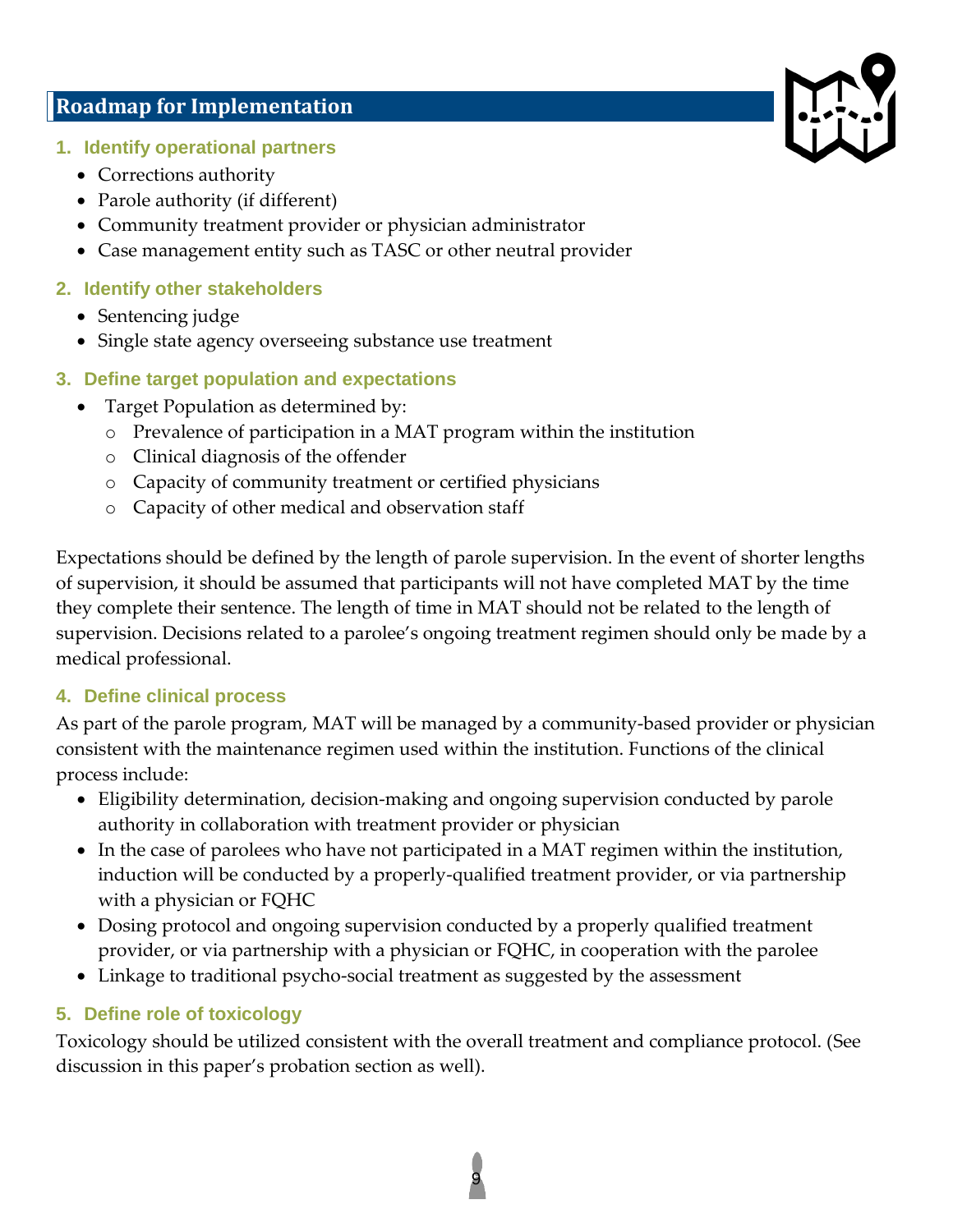## Roadmap for Implementation

### 1. Identify operational partners

- Corrections authority
- Parole authority (if different)
- Community treatment provider or physician administrator
- Case management entity such as TASC or other neutral provider

### 2. Identify other stakeholders

- Sentencing judge
- Single state agency overseeing substance use treatment

### 3. Define target population and expectations

- Target Population as determined by:
  - Prevalence of participation in a MAT program within the institution
  - Clinical diagnosis of the offender
  - Capacity of community treatment or certified physicians
  - Capacity of other medical and observation staff

Expectations should be defined by the length of parole supervision. In the event of shorter lengths of supervision, it should be assumed that participants will not have completed MAT by the time they complete their sentence. The length of time in MAT should not be related to the length of supervision. Decisions related to a parolee's ongoing treatment regimen should only be made by a medical professional.

### 4. Define clinical process

As part of the parole program, MAT will be managed by a community-based provider or physician consistent with the maintenance regimen used within the institution. Functions of the clinical process include:

- Eligibility determination, decision-making and ongoing supervision conducted by parole authority in collaboration with treatment provider or physician
- In the case of parolees who have not participated in a MAT regimen within the institution, induction will be conducted by a properly-qualified treatment provider, or via partnership with a physician or FQHC
- Dosing protocol and ongoing supervision conducted by a properly qualified treatment provider, or via partnership with a physician or FQHC, in cooperation with the parolee
- Linkage to traditional psycho-social treatment as suggested by the assessment

### 5. Define role of toxicology

Toxicology should be utilized consistent with the overall treatment and compliance protocol. (See discussion in this paper's probation section as well).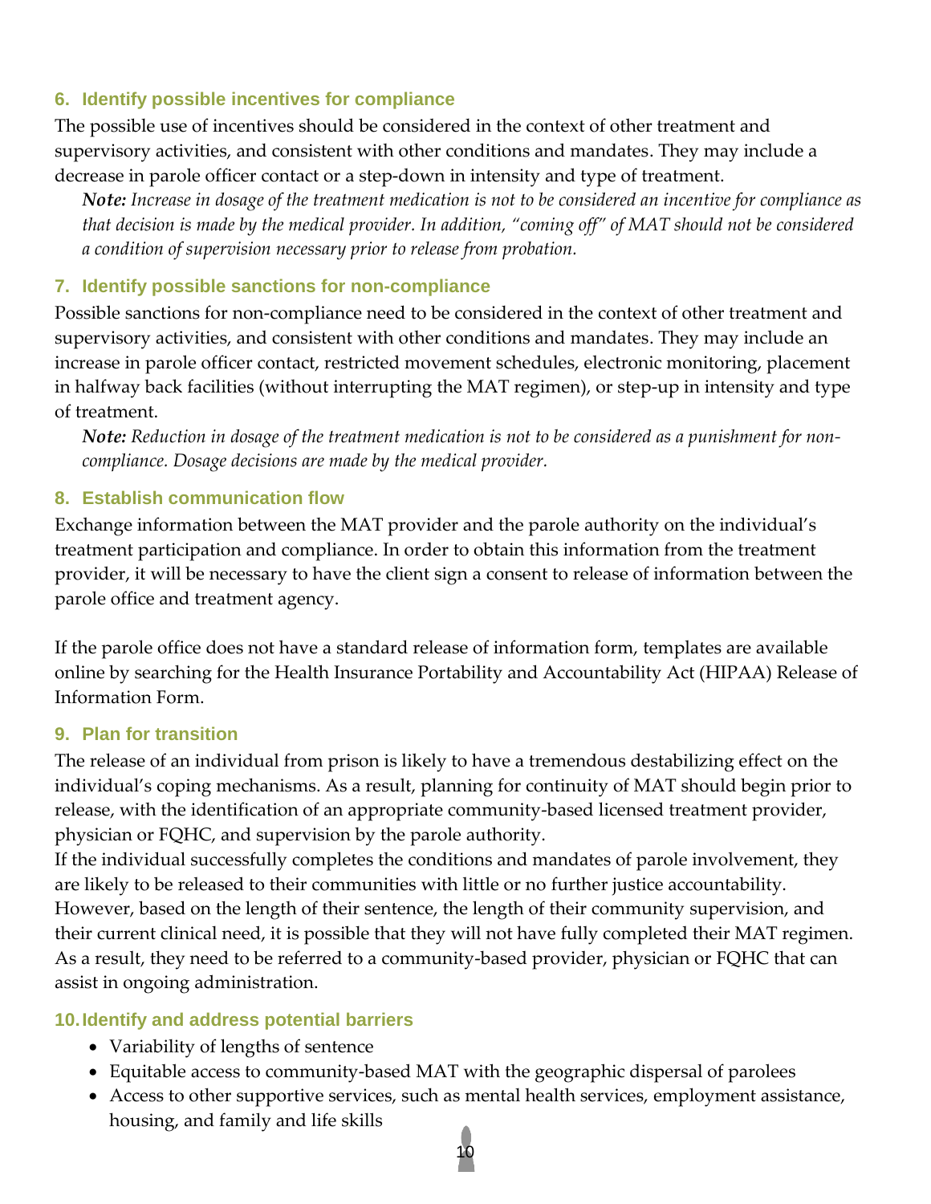### 6. Identify possible incentives for compliance

The possible use of incentives should be considered in the context of other treatment and supervisory activities, and consistent with other conditions and mandates. They may include a decrease in parole officer contact or a step-down in intensity and type of treatment.

> ***Note:*** *Increase in dosage of the treatment medication is not to be considered an incentive for compliance as that decision is made by the medical provider. In addition, "coming off" of MAT should not be considered a condition of supervision necessary prior to release from probation.*

### 7. Identify possible sanctions for non-compliance

Possible sanctions for non-compliance need to be considered in the context of other treatment and supervisory activities, and consistent with other conditions and mandates. They may include an increase in parole officer contact, restricted movement schedules, electronic monitoring, placement in halfway back facilities (without interrupting the MAT regimen), or step-up in intensity and type of treatment.

> ***Note:*** *Reduction in dosage of the treatment medication is not to be considered as a punishment for non-compliance. Dosage decisions are made by the medical provider.*

### 8. Establish communication flow

Exchange information between the MAT provider and the parole authority on the individual's treatment participation and compliance. In order to obtain this information from the treatment provider, it will be necessary to have the client sign a consent to release of information between the parole office and treatment agency.

If the parole office does not have a standard release of information form, templates are available online by searching for the Health Insurance Portability and Accountability Act (HIPAA) Release of Information Form.

### 9. Plan for transition

The release of an individual from prison is likely to have a tremendous destabilizing effect on the individual's coping mechanisms. As a result, planning for continuity of MAT should begin prior to release, with the identification of an appropriate community-based licensed treatment provider, physician or FQHC, and supervision by the parole authority.

If the individual successfully completes the conditions and mandates of parole involvement, they are likely to be released to their communities with little or no further justice accountability. However, based on the length of their sentence, the length of their community supervision, and their current clinical need, it is possible that they will not have fully completed their MAT regimen. As a result, they need to be referred to a community-based provider, physician or FQHC that can assist in ongoing administration.

### 10. Identify and address potential barriers

- Variability of lengths of sentence
- Equitable access to community-based MAT with the geographic dispersal of parolees
- Access to other supportive services, such as mental health services, employment assistance, housing, and family and life skills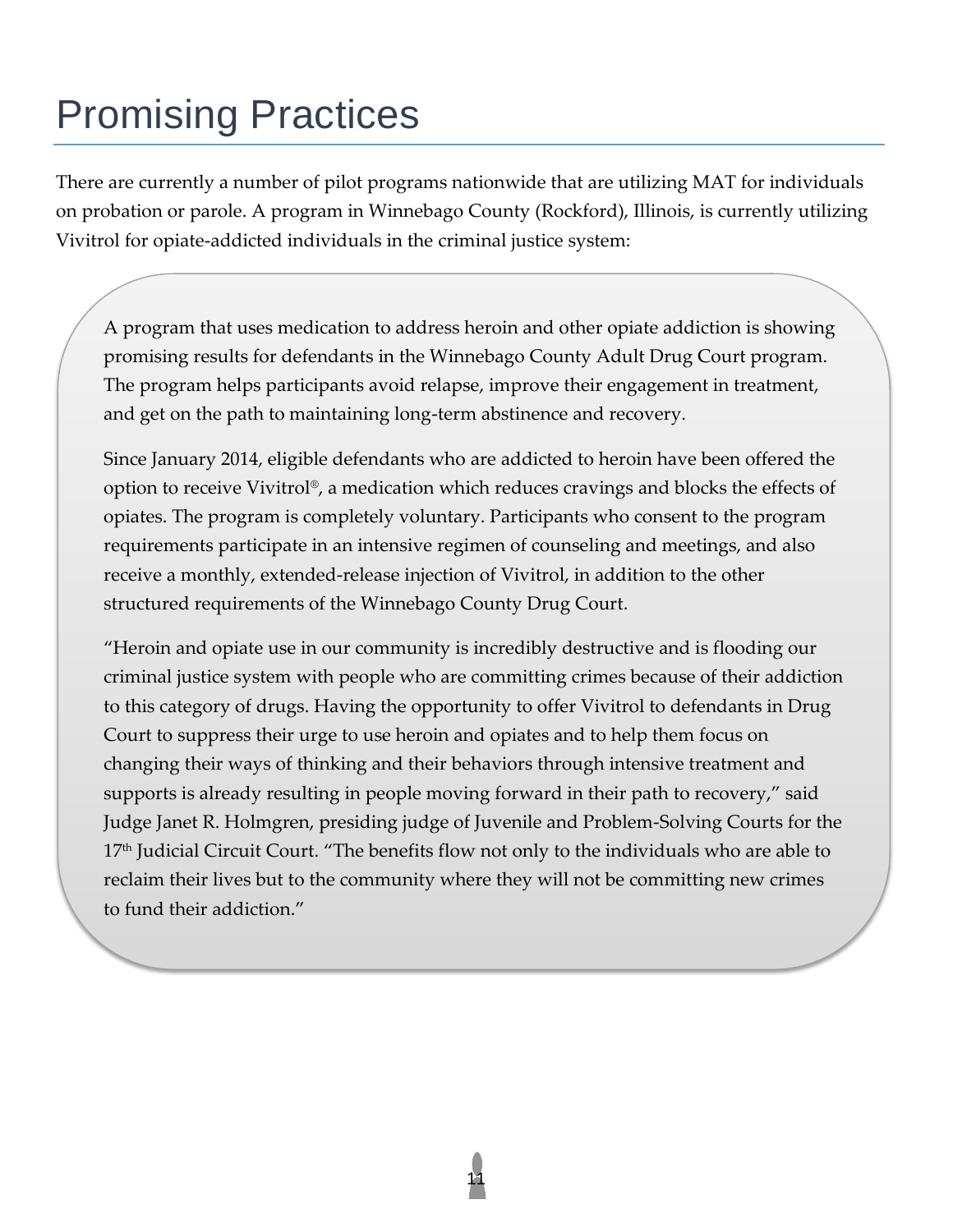# Promising Practices

There are currently a number of pilot programs nationwide that are utilizing MAT for individuals on probation or parole. A program in Winnebago County (Rockford), Illinois, is currently utilizing Vivitrol for opiate-addicted individuals in the criminal justice system:

> A program that uses medication to address heroin and other opiate addiction is showing promising results for defendants in the Winnebago County Adult Drug Court program. The program helps participants avoid relapse, improve their engagement in treatment, and get on the path to maintaining long-term abstinence and recovery.
>
> Since January 2014, eligible defendants who are addicted to heroin have been offered the option to receive Vivitrol®, a medication which reduces cravings and blocks the effects of opiates. The program is completely voluntary. Participants who consent to the program requirements participate in an intensive regimen of counseling and meetings, and also receive a monthly, extended-release injection of Vivitrol, in addition to the other structured requirements of the Winnebago County Drug Court.
>
> "Heroin and opiate use in our community is incredibly destructive and is flooding our criminal justice system with people who are committing crimes because of their addiction to this category of drugs. Having the opportunity to offer Vivitrol to defendants in Drug Court to suppress their urge to use heroin and opiates and to help them focus on changing their ways of thinking and their behaviors through intensive treatment and supports is already resulting in people moving forward in their path to recovery," said Judge Janet R. Holmgren, presiding judge of Juvenile and Problem-Solving Courts for the 17th Judicial Circuit Court. "The benefits flow not only to the individuals who are able to reclaim their lives but to the community where they will not be committing new crimes to fund their addiction."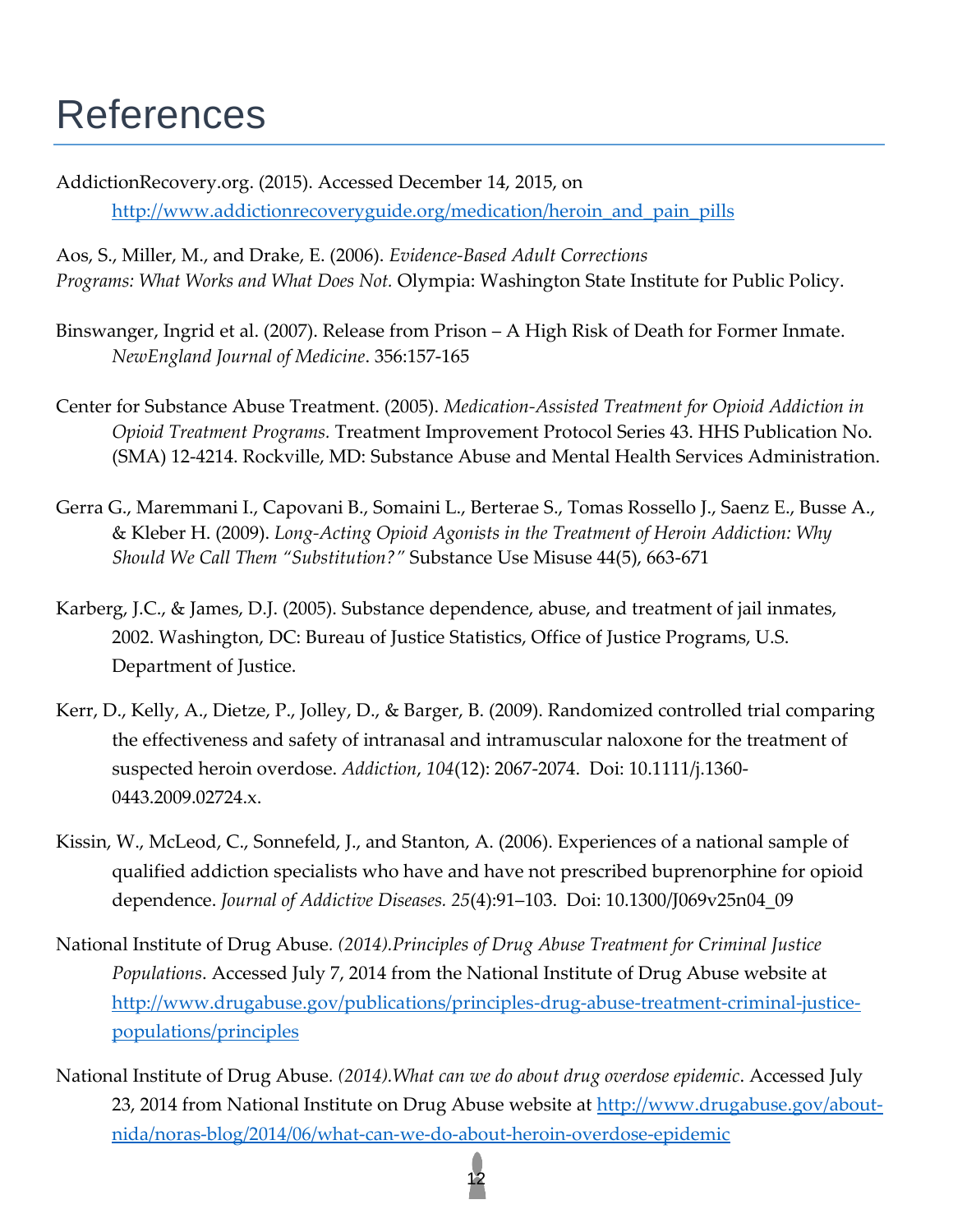# References

AddictionRecovery.org. (2015). Accessed December 14, 2015, on [http://www.addictionrecoveryguide.org/medication/heroin_and_pain_pills](http://www.addictionrecoveryguide.org/medication/heroin_and_pain_pills)

Aos, S., Miller, M., and Drake, E. (2006). *Evidence-Based Adult Corrections Programs: What Works and What Does Not.* Olympia: Washington State Institute for Public Policy.

Binswanger, Ingrid et al. (2007). Release from Prison – A High Risk of Death for Former Inmate. *NewEngland Journal of Medicine*. 356:157-165

Center for Substance Abuse Treatment. (2005). *Medication-Assisted Treatment for Opioid Addiction in Opioid Treatment Programs.* Treatment Improvement Protocol Series 43. HHS Publication No. (SMA) 12-4214. Rockville, MD: Substance Abuse and Mental Health Services Administration.

Gerra G., Maremmani I., Capovani B., Somaini L., Berterae S., Tomas Rossello J., Saenz E., Busse A., & Kleber H. (2009). *Long-Acting Opioid Agonists in the Treatment of Heroin Addiction: Why Should We Call Them "Substitution?"* Substance Use Misuse 44(5), 663-671

Karberg, J.C., & James, D.J. (2005). Substance dependence, abuse, and treatment of jail inmates, 2002. Washington, DC: Bureau of Justice Statistics, Office of Justice Programs, U.S. Department of Justice.

Kerr, D., Kelly, A., Dietze, P., Jolley, D., & Barger, B. (2009). Randomized controlled trial comparing the effectiveness and safety of intranasal and intramuscular naloxone for the treatment of suspected heroin overdose. *Addiction*, *104*(12): 2067-2074. Doi: 10.1111/j.1360-0443.2009.02724.x.

Kissin, W., McLeod, C., Sonnefeld, J., and Stanton, A. (2006). Experiences of a national sample of qualified addiction specialists who have and have not prescribed buprenorphine for opioid dependence. *Journal of Addictive Diseases. 25*(4):91–103. Doi: 10.1300/J069v25n04_09

National Institute of Drug Abuse. *(2014).Principles of Drug Abuse Treatment for Criminal Justice Populations*. Accessed July 7, 2014 from the National Institute of Drug Abuse website at [http://www.drugabuse.gov/publications/principles-drug-abuse-treatment-criminal-justice-populations/principles](http://www.drugabuse.gov/publications/principles-drug-abuse-treatment-criminal-justice-populations/principles)

National Institute of Drug Abuse. *(2014).What can we do about drug overdose epidemic*. Accessed July 23, 2014 from National Institute on Drug Abuse website at [http://www.drugabuse.gov/about-nida/noras-blog/2014/06/what-can-we-do-about-heroin-overdose-epidemic](http://www.drugabuse.gov/about-nida/noras-blog/2014/06/what-can-we-do-about-heroin-overdose-epidemic)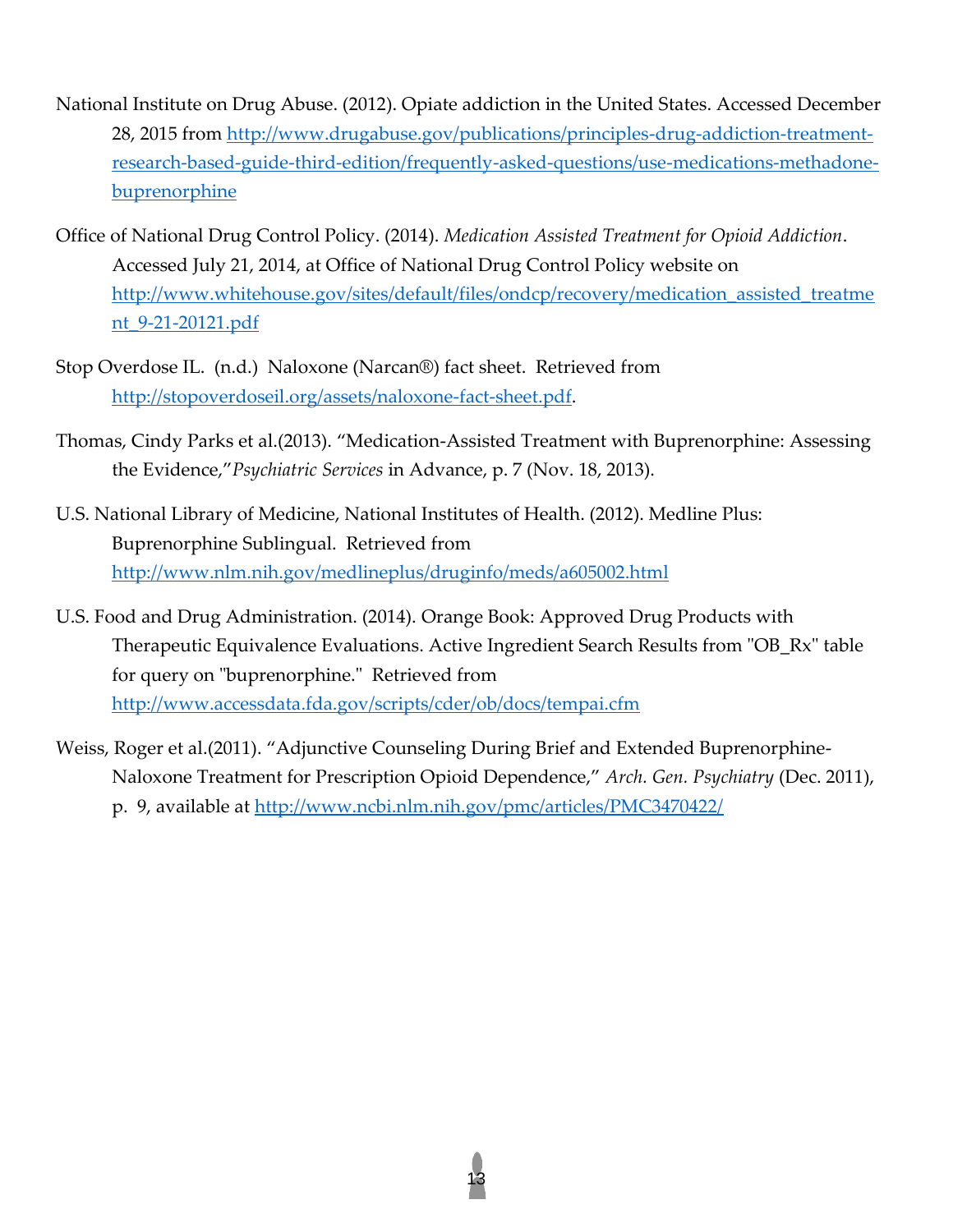National Institute on Drug Abuse. (2012). Opiate addiction in the United States. Accessed December 28, 2015 from http://www.drugabuse.gov/publications/principles-drug-addiction-treatment-research-based-guide-third-edition/frequently-asked-questions/use-medications-methadone-buprenorphine

Office of National Drug Control Policy. (2014). *Medication Assisted Treatment for Opioid Addiction*. Accessed July 21, 2014, at Office of National Drug Control Policy website on http://www.whitehouse.gov/sites/default/files/ondcp/recovery/medication_assisted_treatment_9-21-20121.pdf

Stop Overdose IL. (n.d.) Naloxone (Narcan®) fact sheet. Retrieved from http://stopoverdoseil.org/assets/naloxone-fact-sheet.pdf.

Thomas, Cindy Parks et al.(2013). "Medication-Assisted Treatment with Buprenorphine: Assessing the Evidence,"*Psychiatric Services* in Advance, p. 7 (Nov. 18, 2013).

U.S. National Library of Medicine, National Institutes of Health. (2012). Medline Plus: Buprenorphine Sublingual. Retrieved from http://www.nlm.nih.gov/medlineplus/druginfo/meds/a605002.html

U.S. Food and Drug Administration. (2014). Orange Book: Approved Drug Products with Therapeutic Equivalence Evaluations. Active Ingredient Search Results from "OB_Rx" table for query on "buprenorphine." Retrieved from http://www.accessdata.fda.gov/scripts/cder/ob/docs/tempai.cfm

Weiss, Roger et al.(2011). "Adjunctive Counseling During Brief and Extended Buprenorphine-Naloxone Treatment for Prescription Opioid Dependence," *Arch. Gen. Psychiatry* (Dec. 2011), p. 9, available at http://www.ncbi.nlm.nih.gov/pmc/articles/PMC3470422/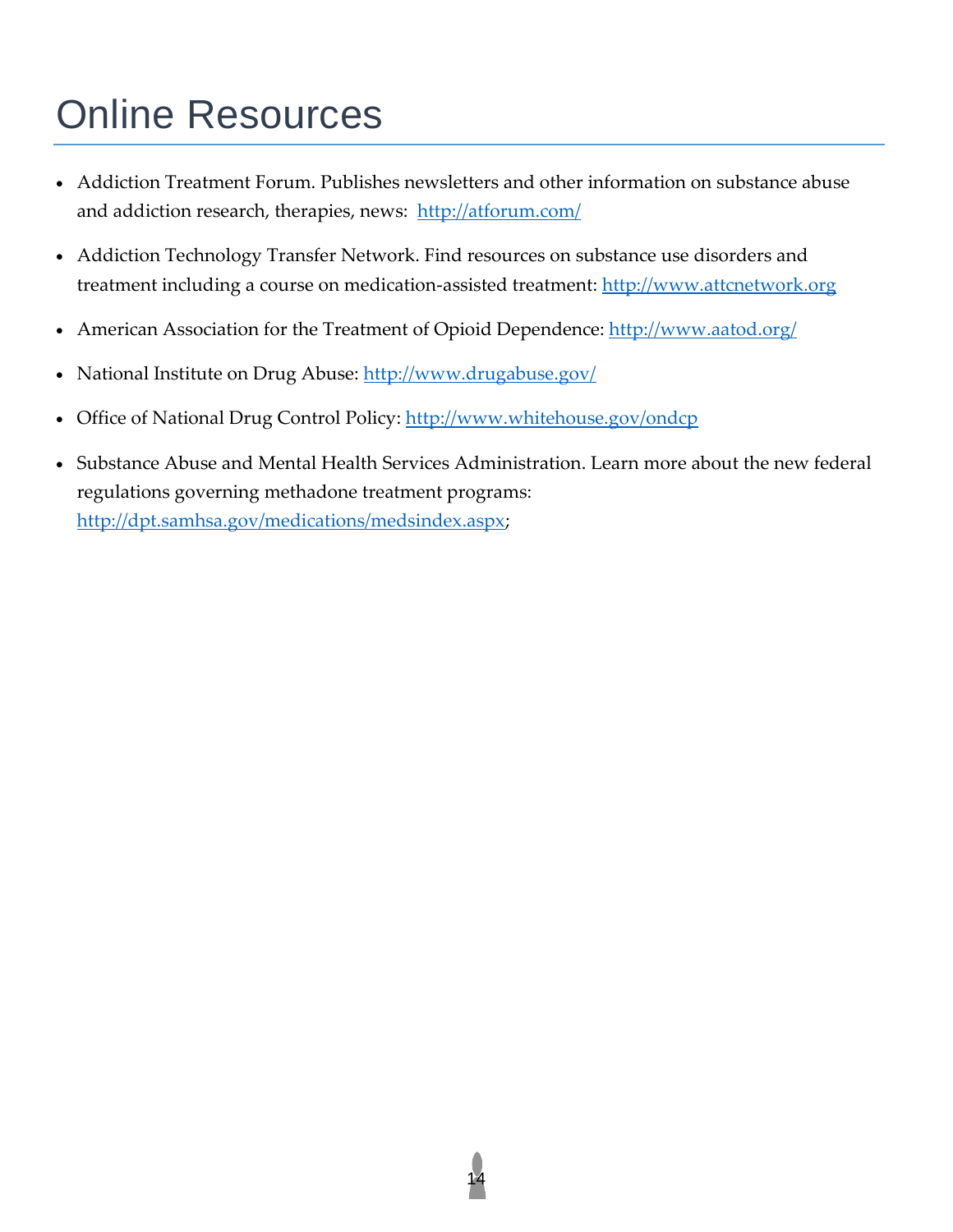# Online Resources

- Addiction Treatment Forum. Publishes newsletters and other information on substance abuse and addiction research, therapies, news: http://atforum.com/
- Addiction Technology Transfer Network. Find resources on substance use disorders and treatment including a course on medication-assisted treatment: http://www.attcnetwork.org
- American Association for the Treatment of Opioid Dependence: http://www.aatod.org/
- National Institute on Drug Abuse: http://www.drugabuse.gov/
- Office of National Drug Control Policy: http://www.whitehouse.gov/ondcp
- Substance Abuse and Mental Health Services Administration. Learn more about the new federal regulations governing methadone treatment programs: http://dpt.samhsa.gov/medications/medsindex.aspx;